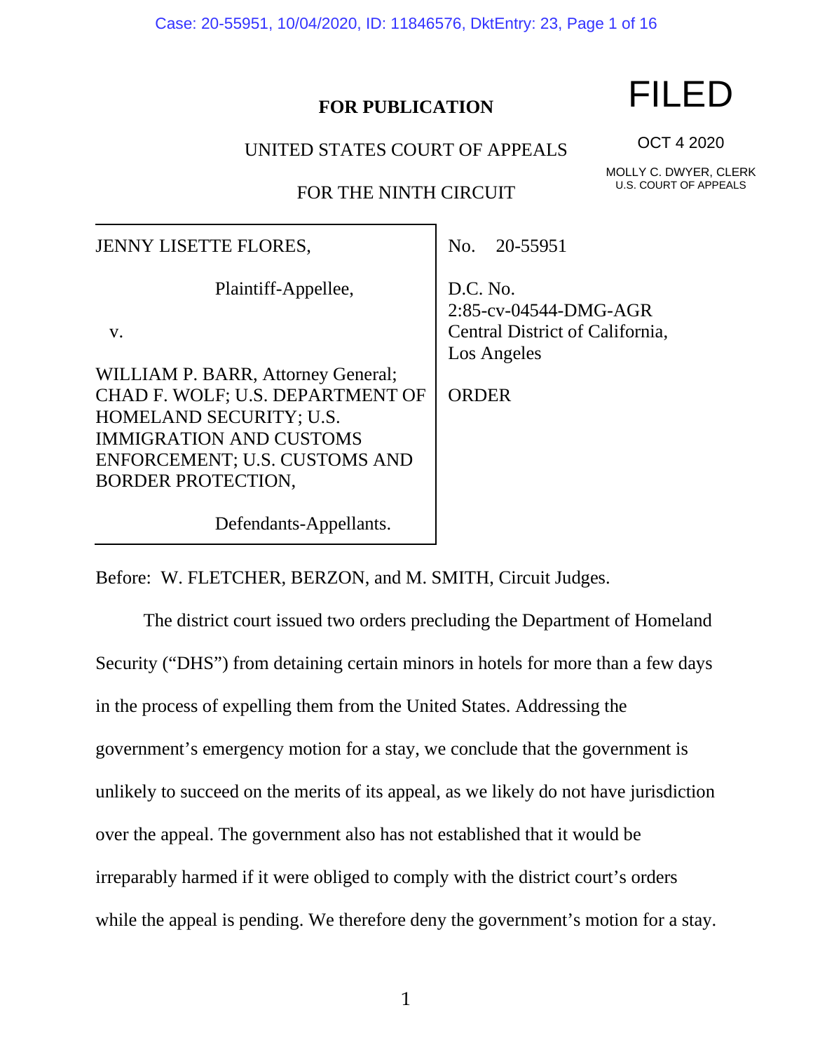**FOR PUBLICATION**

FILED

OCT 4 2020

MOLLY C. DWYER, CLERK
U.S. COURT OF APPEALS

UNITED STATES COURT OF APPEALS

FOR THE NINTH CIRCUIT

| | |
|---|---|
| JENNY LISETTE FLORES,<br><br>Plaintiff-Appellee,<br><br>v.<br><br>WILLIAM P. BARR, Attorney General; CHAD F. WOLF; U.S. DEPARTMENT OF HOMELAND SECURITY; U.S. IMMIGRATION AND CUSTOMS ENFORCEMENT; U.S. CUSTOMS AND BORDER PROTECTION,<br><br>Defendants-Appellants. | No. 20-55951<br><br>D.C. No. 2:85-cv-04544-DMG-AGR Central District of California, Los Angeles<br><br>ORDER |

Before: W. FLETCHER, BERZON, and M. SMITH, Circuit Judges.

The district court issued two orders precluding the Department of Homeland Security ("DHS") from detaining certain minors in hotels for more than a few days in the process of expelling them from the United States. Addressing the government's emergency motion for a stay, we conclude that the government is unlikely to succeed on the merits of its appeal, as we likely do not have jurisdiction over the appeal. The government also has not established that it would be irreparably harmed if it were obliged to comply with the district court's orders while the appeal is pending. We therefore deny the government's motion for a stay.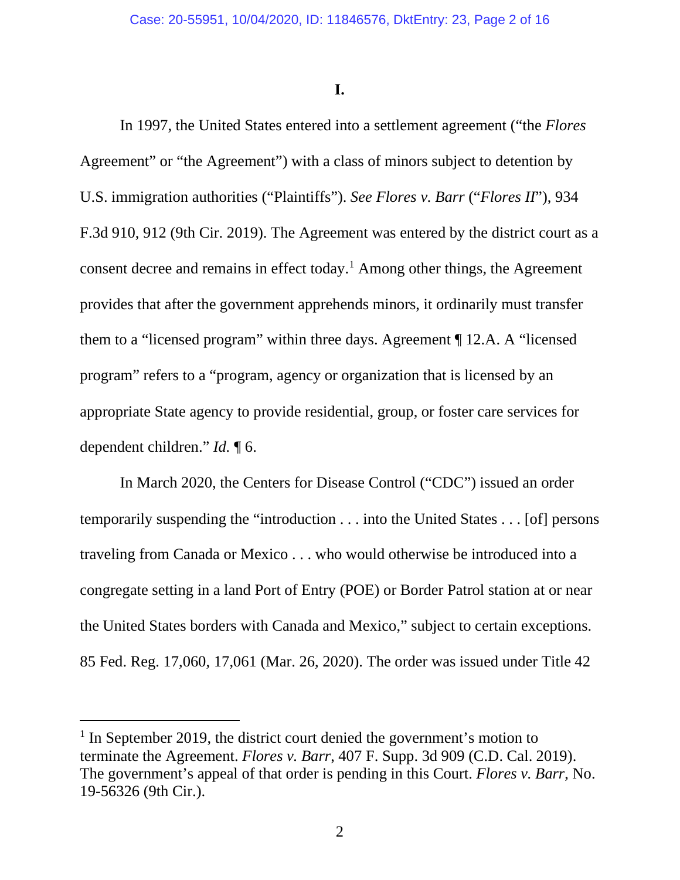**I.**

In 1997, the United States entered into a settlement agreement ("the *Flores* Agreement" or "the Agreement") with a class of minors subject to detention by U.S. immigration authorities ("Plaintiffs"). *See Flores v. Barr* ("*Flores II*"), 934 F.3d 910, 912 (9th Cir. 2019). The Agreement was entered by the district court as a consent decree and remains in effect today.[1] Among other things, the Agreement provides that after the government apprehends minors, it ordinarily must transfer them to a "licensed program" within three days. Agreement ¶ 12.A. A "licensed program" refers to a "program, agency or organization that is licensed by an appropriate State agency to provide residential, group, or foster care services for dependent children." *Id.* ¶ 6.

In March 2020, the Centers for Disease Control ("CDC") issued an order temporarily suspending the "introduction . . . into the United States . . . [of] persons traveling from Canada or Mexico . . . who would otherwise be introduced into a congregate setting in a land Port of Entry (POE) or Border Patrol station at or near the United States borders with Canada and Mexico," subject to certain exceptions. 85 Fed. Reg. 17,060, 17,061 (Mar. 26, 2020). The order was issued under Title 42

---

[1] In September 2019, the district court denied the government's motion to terminate the Agreement. *Flores v. Barr*, 407 F. Supp. 3d 909 (C.D. Cal. 2019). The government's appeal of that order is pending in this Court. *Flores v. Barr*, No. 19-56326 (9th Cir.).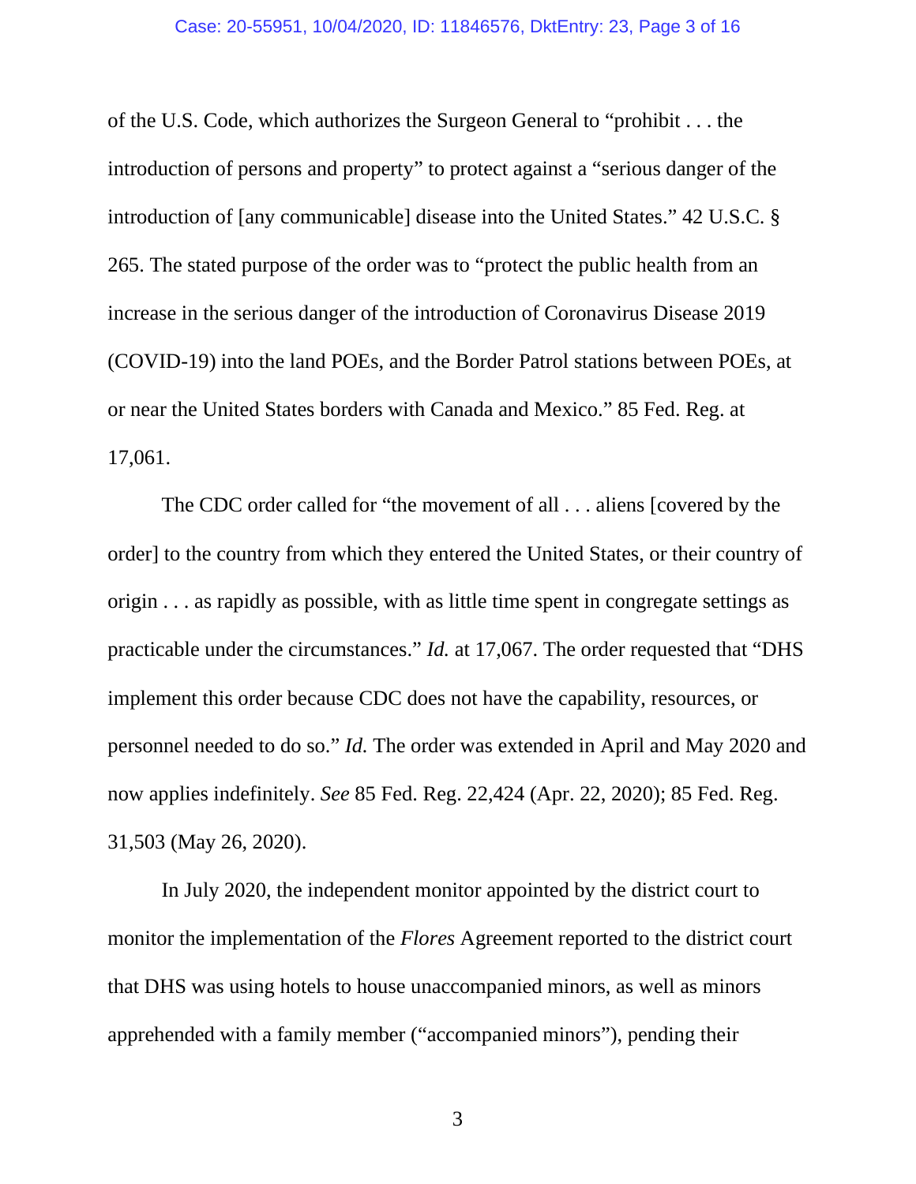of the U.S. Code, which authorizes the Surgeon General to "prohibit . . . the introduction of persons and property" to protect against a "serious danger of the introduction of [any communicable] disease into the United States." 42 U.S.C. § 265. The stated purpose of the order was to "protect the public health from an increase in the serious danger of the introduction of Coronavirus Disease 2019 (COVID-19) into the land POEs, and the Border Patrol stations between POEs, at or near the United States borders with Canada and Mexico." 85 Fed. Reg. at 17,061.

The CDC order called for "the movement of all . . . aliens [covered by the order] to the country from which they entered the United States, or their country of origin . . . as rapidly as possible, with as little time spent in congregate settings as practicable under the circumstances." *Id.* at 17,067. The order requested that "DHS implement this order because CDC does not have the capability, resources, or personnel needed to do so." *Id.* The order was extended in April and May 2020 and now applies indefinitely. *See* 85 Fed. Reg. 22,424 (Apr. 22, 2020); 85 Fed. Reg. 31,503 (May 26, 2020).

In July 2020, the independent monitor appointed by the district court to monitor the implementation of the *Flores* Agreement reported to the district court that DHS was using hotels to house unaccompanied minors, as well as minors apprehended with a family member ("accompanied minors"), pending their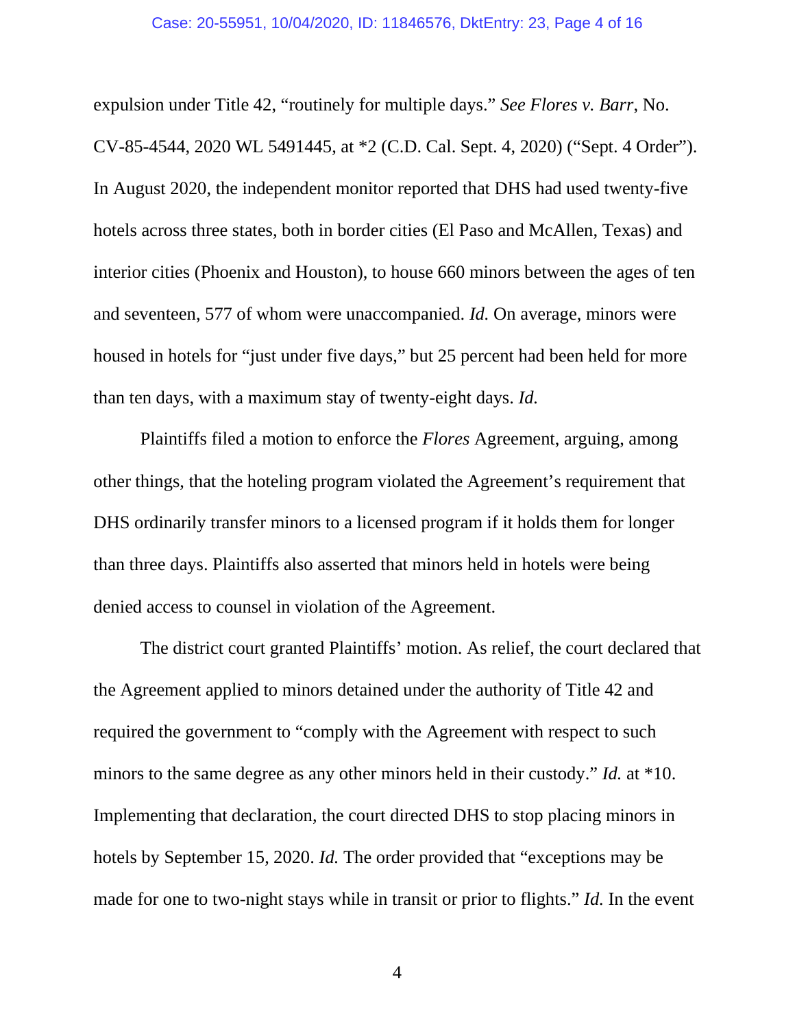expulsion under Title 42, "routinely for multiple days." *See Flores v. Barr*, No. CV-85-4544, 2020 WL 5491445, at *2 (C.D. Cal. Sept. 4, 2020) ("Sept. 4 Order"). In August 2020, the independent monitor reported that DHS had used twenty-five hotels across three states, both in border cities (El Paso and McAllen, Texas) and interior cities (Phoenix and Houston), to house 660 minors between the ages of ten and seventeen, 577 of whom were unaccompanied. *Id.* On average, minors were housed in hotels for "just under five days," but 25 percent had been held for more than ten days, with a maximum stay of twenty-eight days. *Id.*

Plaintiffs filed a motion to enforce the *Flores* Agreement, arguing, among other things, that the hoteling program violated the Agreement's requirement that DHS ordinarily transfer minors to a licensed program if it holds them for longer than three days. Plaintiffs also asserted that minors held in hotels were being denied access to counsel in violation of the Agreement.

The district court granted Plaintiffs' motion. As relief, the court declared that the Agreement applied to minors detained under the authority of Title 42 and required the government to "comply with the Agreement with respect to such minors to the same degree as any other minors held in their custody." *Id.* at *10. Implementing that declaration, the court directed DHS to stop placing minors in hotels by September 15, 2020. *Id.* The order provided that "exceptions may be made for one to two-night stays while in transit or prior to flights." *Id.* In the event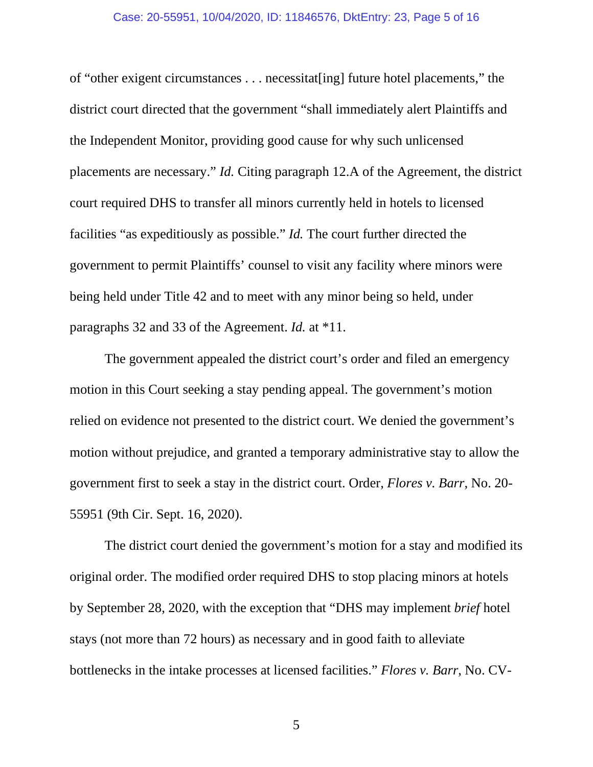of "other exigent circumstances . . . necessitat[ing] future hotel placements," the district court directed that the government "shall immediately alert Plaintiffs and the Independent Monitor, providing good cause for why such unlicensed placements are necessary." *Id.* Citing paragraph 12.A of the Agreement, the district court required DHS to transfer all minors currently held in hotels to licensed facilities "as expeditiously as possible." *Id.* The court further directed the government to permit Plaintiffs' counsel to visit any facility where minors were being held under Title 42 and to meet with any minor being so held, under paragraphs 32 and 33 of the Agreement. *Id.* at *11.

The government appealed the district court's order and filed an emergency motion in this Court seeking a stay pending appeal. The government's motion relied on evidence not presented to the district court. We denied the government's motion without prejudice, and granted a temporary administrative stay to allow the government first to seek a stay in the district court. Order, *Flores v. Barr*, No. 20-55951 (9th Cir. Sept. 16, 2020).

The district court denied the government's motion for a stay and modified its original order. The modified order required DHS to stop placing minors at hotels by September 28, 2020, with the exception that "DHS may implement *brief* hotel stays (not more than 72 hours) as necessary and in good faith to alleviate bottlenecks in the intake processes at licensed facilities." *Flores v. Barr*, No. CV-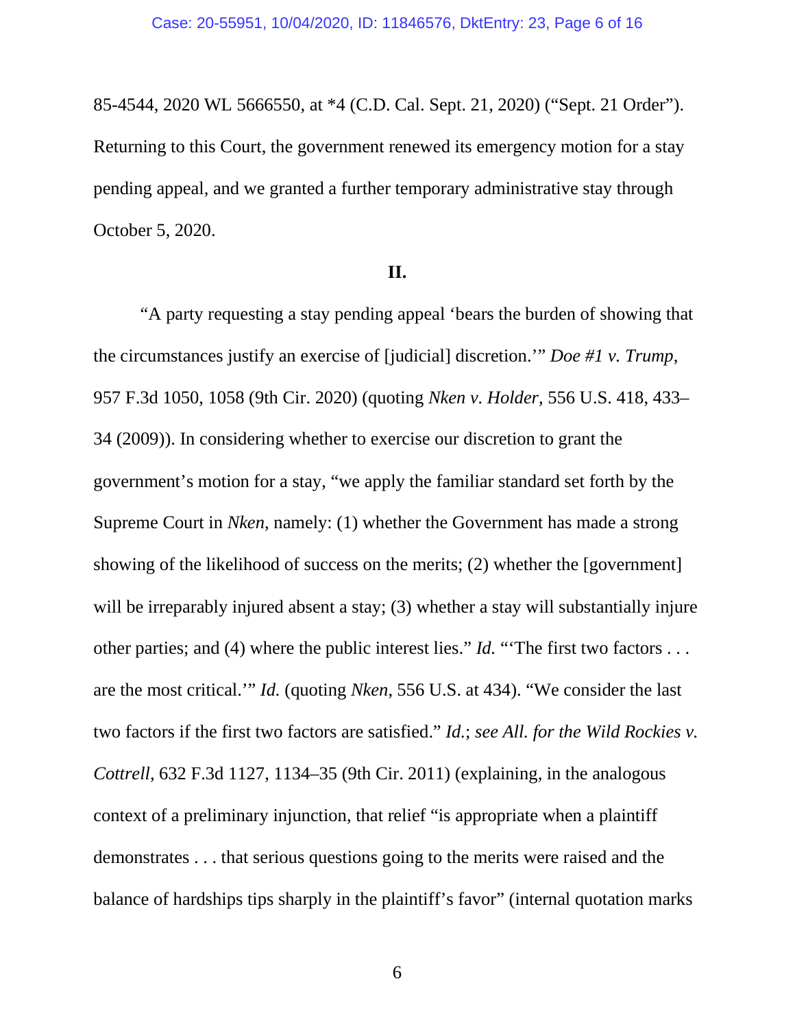85-4544, 2020 WL 5666550, at *4 (C.D. Cal. Sept. 21, 2020) ("Sept. 21 Order"). Returning to this Court, the government renewed its emergency motion for a stay pending appeal, and we granted a further temporary administrative stay through October 5, 2020.

## II.

"A party requesting a stay pending appeal 'bears the burden of showing that the circumstances justify an exercise of [judicial] discretion.'" *Doe #1 v. Trump*, 957 F.3d 1050, 1058 (9th Cir. 2020) (quoting *Nken v. Holder*, 556 U.S. 418, 433–34 (2009)). In considering whether to exercise our discretion to grant the government's motion for a stay, "we apply the familiar standard set forth by the Supreme Court in *Nken*, namely: (1) whether the Government has made a strong showing of the likelihood of success on the merits; (2) whether the [government] will be irreparably injured absent a stay; (3) whether a stay will substantially injure other parties; and (4) where the public interest lies." *Id.* "'The first two factors . . . are the most critical.'" *Id.* (quoting *Nken*, 556 U.S. at 434). "We consider the last two factors if the first two factors are satisfied." *Id.*; *see All. for the Wild Rockies v. Cottrell*, 632 F.3d 1127, 1134–35 (9th Cir. 2011) (explaining, in the analogous context of a preliminary injunction, that relief "is appropriate when a plaintiff demonstrates . . . that serious questions going to the merits were raised and the balance of hardships tips sharply in the plaintiff's favor" (internal quotation marks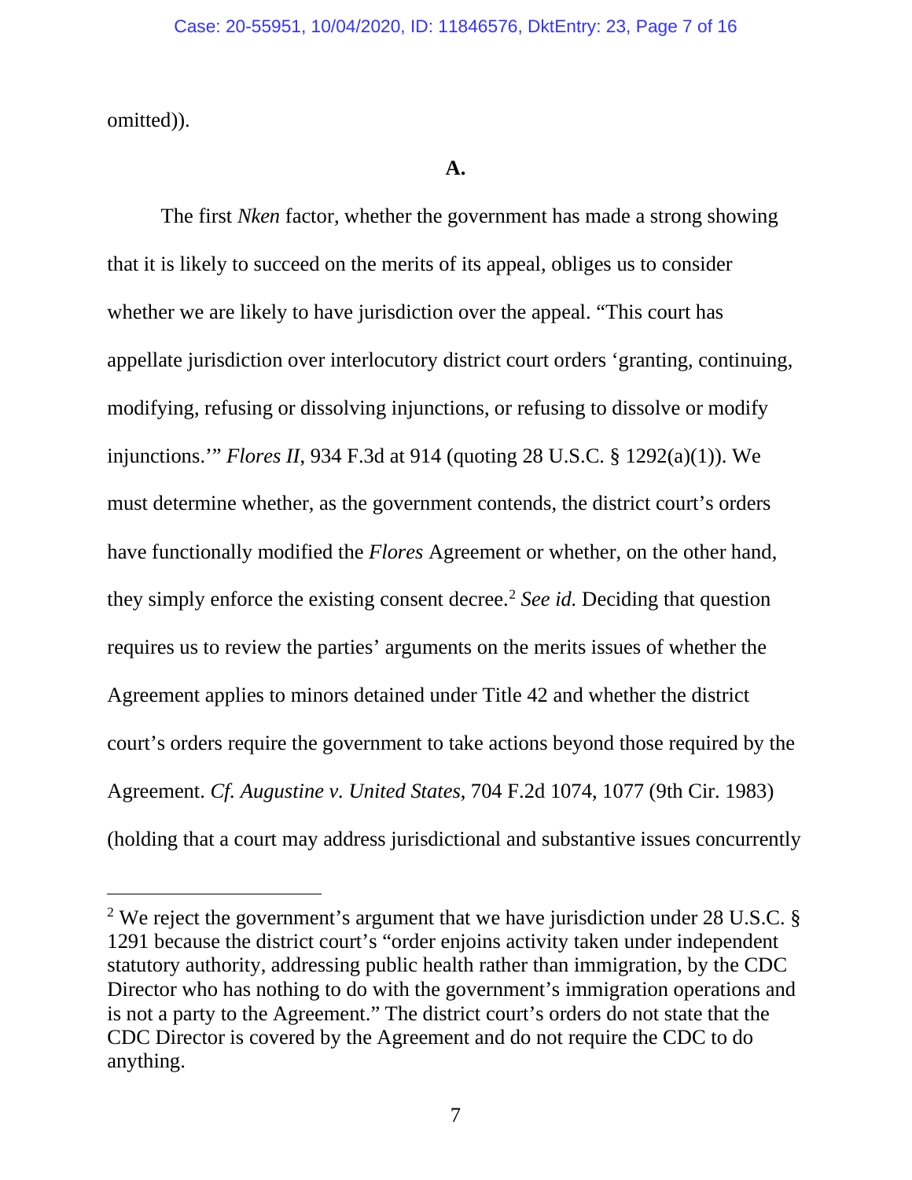omitted)).

**A.**

The first *Nken* factor, whether the government has made a strong showing that it is likely to succeed on the merits of its appeal, obliges us to consider whether we are likely to have jurisdiction over the appeal. "This court has appellate jurisdiction over interlocutory district court orders 'granting, continuing, modifying, refusing or dissolving injunctions, or refusing to dissolve or modify injunctions.'" *Flores II*, 934 F.3d at 914 (quoting 28 U.S.C. § 1292(a)(1)). We must determine whether, as the government contends, the district court's orders have functionally modified the *Flores* Agreement or whether, on the other hand, they simply enforce the existing consent decree.[2] *See id.* Deciding that question requires us to review the parties' arguments on the merits issues of whether the Agreement applies to minors detained under Title 42 and whether the district court's orders require the government to take actions beyond those required by the Agreement. *Cf. Augustine v. United States*, 704 F.2d 1074, 1077 (9th Cir. 1983) (holding that a court may address jurisdictional and substantive issues concurrently

---

[2] We reject the government's argument that we have jurisdiction under 28 U.S.C. § 1291 because the district court's "order enjoins activity taken under independent statutory authority, addressing public health rather than immigration, by the CDC Director who has nothing to do with the government's immigration operations and is not a party to the Agreement." The district court's orders do not state that the CDC Director is covered by the Agreement and do not require the CDC to do anything.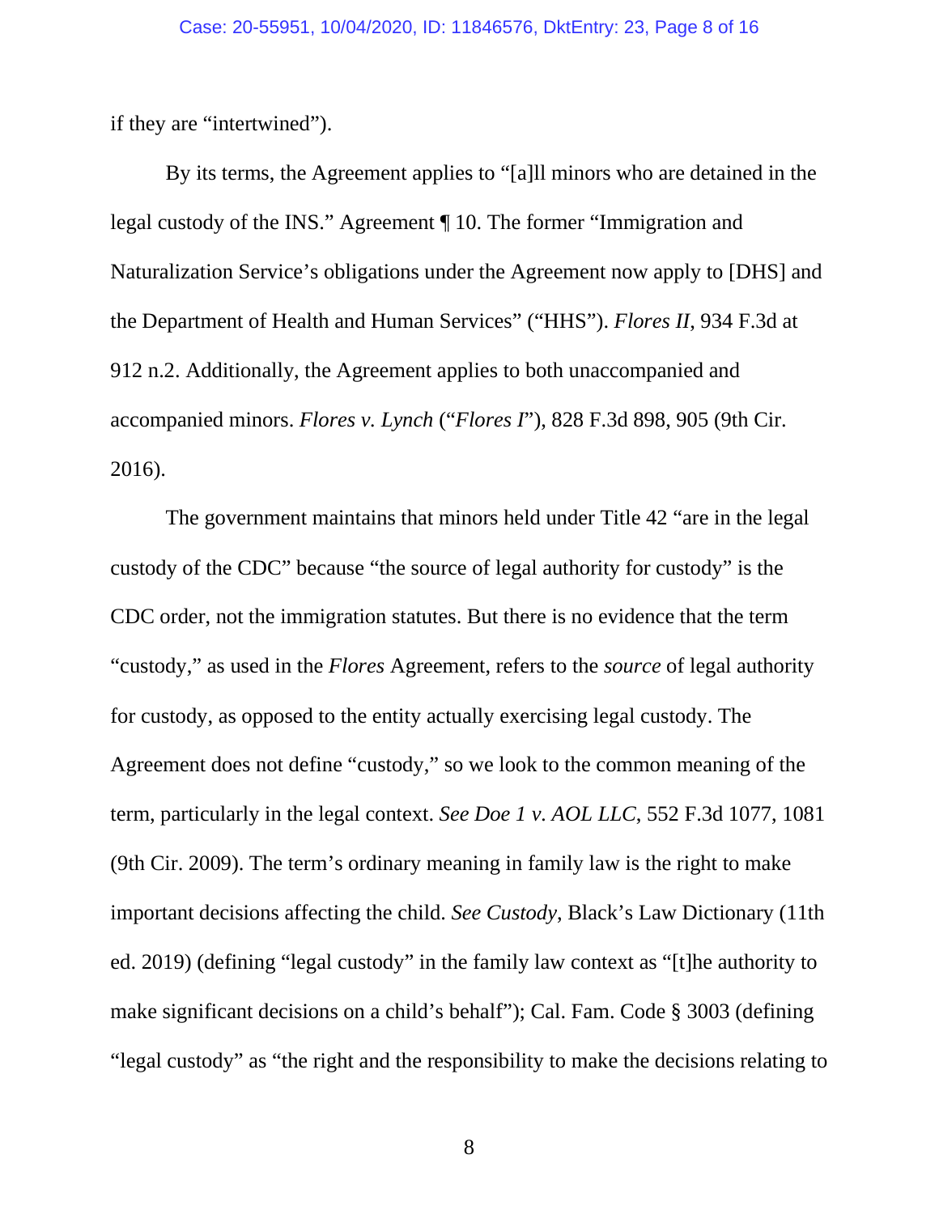if they are "intertwined").

By its terms, the Agreement applies to "[a]ll minors who are detained in the legal custody of the INS." Agreement ¶ 10. The former "Immigration and Naturalization Service's obligations under the Agreement now apply to [DHS] and the Department of Health and Human Services" ("HHS"). *Flores II*, 934 F.3d at 912 n.2. Additionally, the Agreement applies to both unaccompanied and accompanied minors. *Flores v. Lynch* ("*Flores I*"), 828 F.3d 898, 905 (9th Cir. 2016).

The government maintains that minors held under Title 42 "are in the legal custody of the CDC" because "the source of legal authority for custody" is the CDC order, not the immigration statutes. But there is no evidence that the term "custody," as used in the *Flores* Agreement, refers to the *source* of legal authority for custody, as opposed to the entity actually exercising legal custody. The Agreement does not define "custody," so we look to the common meaning of the term, particularly in the legal context. *See Doe 1 v. AOL LLC*, 552 F.3d 1077, 1081 (9th Cir. 2009). The term's ordinary meaning in family law is the right to make important decisions affecting the child. *See Custody*, Black's Law Dictionary (11th ed. 2019) (defining "legal custody" in the family law context as "[t]he authority to make significant decisions on a child's behalf"); Cal. Fam. Code § 3003 (defining "legal custody" as "the right and the responsibility to make the decisions relating to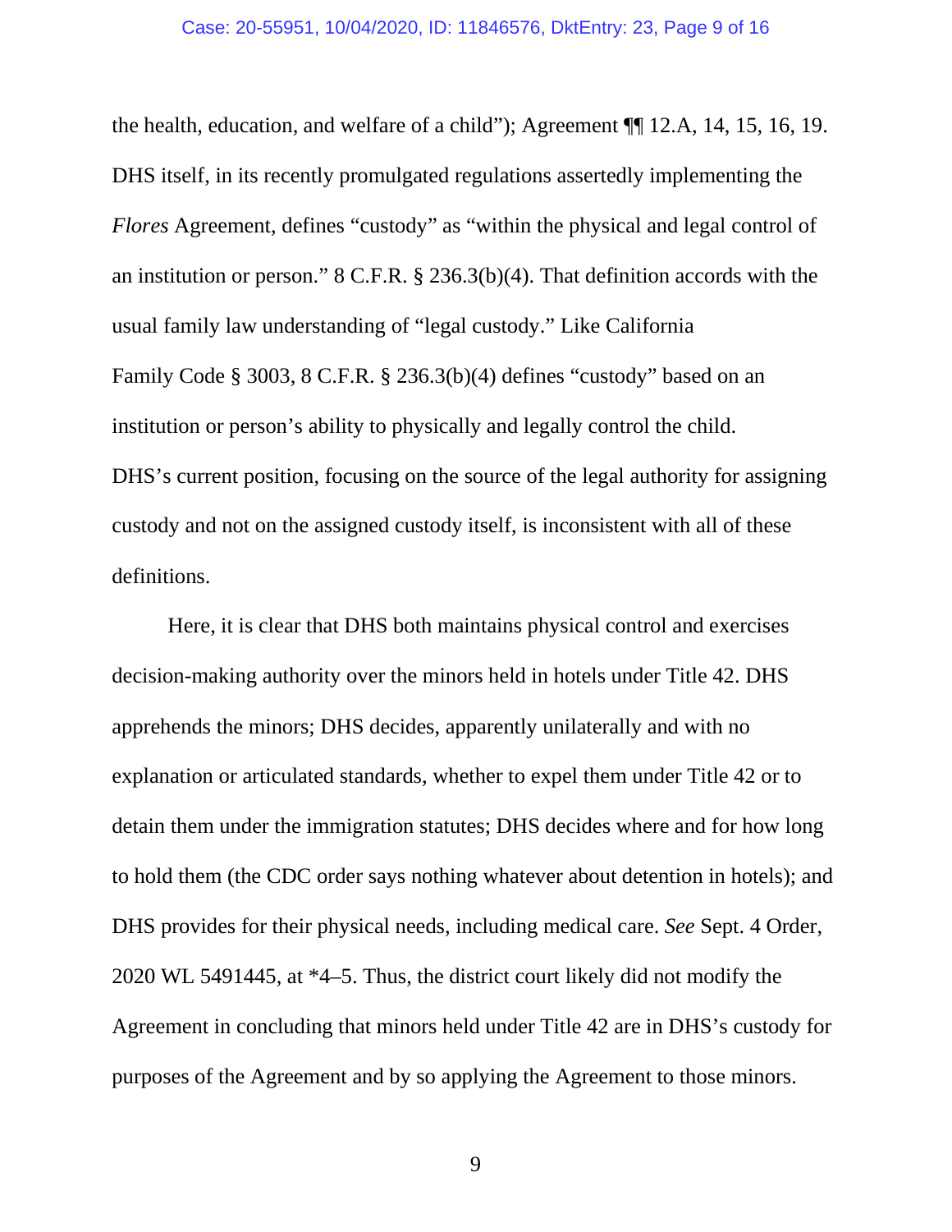the health, education, and welfare of a child"); Agreement ¶¶ 12.A, 14, 15, 16, 19. DHS itself, in its recently promulgated regulations assertedly implementing the *Flores* Agreement, defines "custody" as "within the physical and legal control of an institution or person." 8 C.F.R. § 236.3(b)(4). That definition accords with the usual family law understanding of "legal custody." Like California Family Code § 3003, 8 C.F.R. § 236.3(b)(4) defines "custody" based on an institution or person's ability to physically and legally control the child. DHS's current position, focusing on the source of the legal authority for assigning custody and not on the assigned custody itself, is inconsistent with all of these definitions.

Here, it is clear that DHS both maintains physical control and exercises decision-making authority over the minors held in hotels under Title 42. DHS apprehends the minors; DHS decides, apparently unilaterally and with no explanation or articulated standards, whether to expel them under Title 42 or to detain them under the immigration statutes; DHS decides where and for how long to hold them (the CDC order says nothing whatever about detention in hotels); and DHS provides for their physical needs, including medical care. *See* Sept. 4 Order, 2020 WL 5491445, at *4–5. Thus, the district court likely did not modify the Agreement in concluding that minors held under Title 42 are in DHS's custody for purposes of the Agreement and by so applying the Agreement to those minors.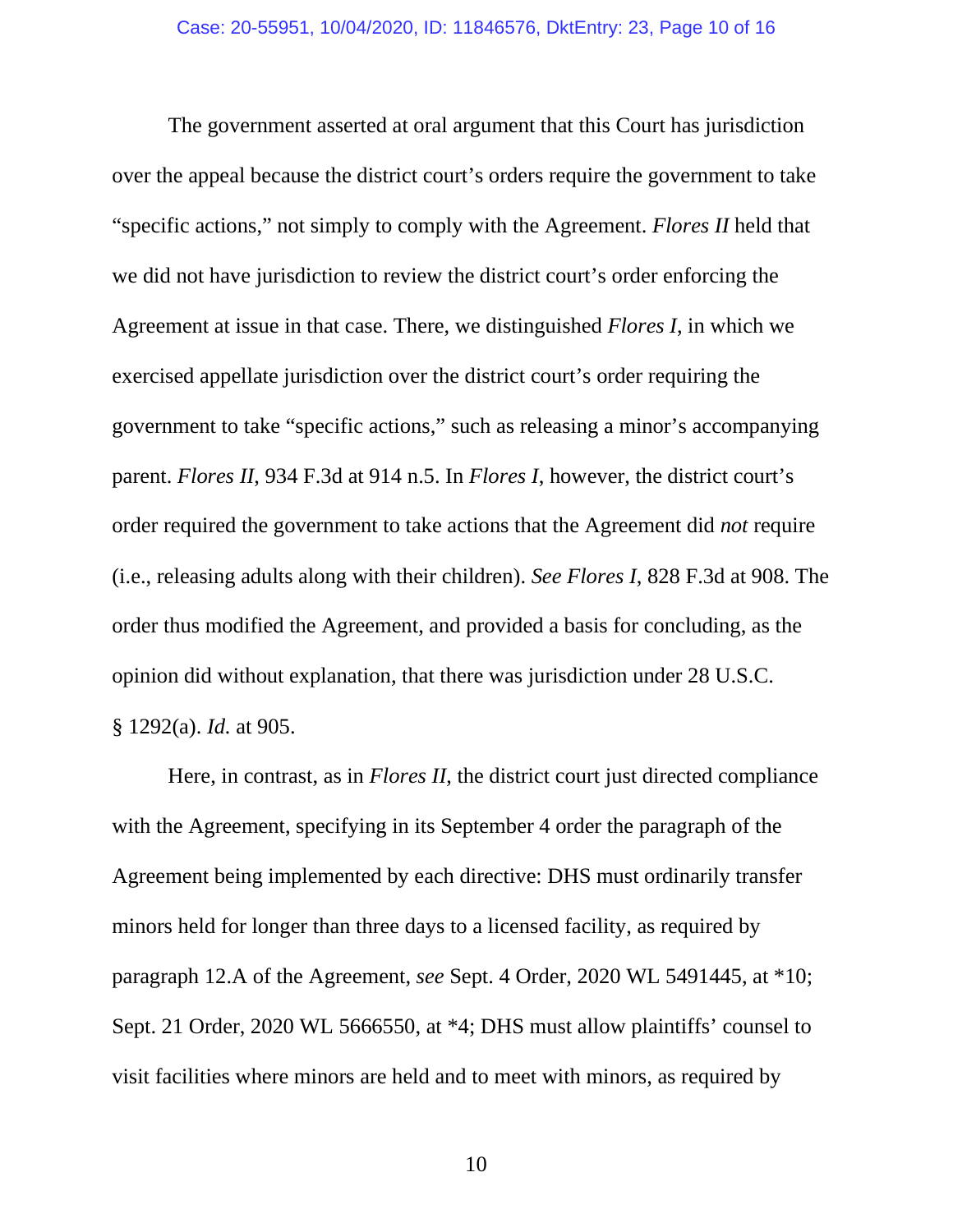The government asserted at oral argument that this Court has jurisdiction over the appeal because the district court's orders require the government to take "specific actions," not simply to comply with the Agreement. *Flores II* held that we did not have jurisdiction to review the district court's order enforcing the Agreement at issue in that case. There, we distinguished *Flores I*, in which we exercised appellate jurisdiction over the district court's order requiring the government to take "specific actions," such as releasing a minor's accompanying parent. *Flores II*, 934 F.3d at 914 n.5. In *Flores I*, however, the district court's order required the government to take actions that the Agreement did *not* require (i.e., releasing adults along with their children). *See Flores I*, 828 F.3d at 908. The order thus modified the Agreement, and provided a basis for concluding, as the opinion did without explanation, that there was jurisdiction under 28 U.S.C. § 1292(a). *Id.* at 905.

Here, in contrast, as in *Flores II*, the district court just directed compliance with the Agreement, specifying in its September 4 order the paragraph of the Agreement being implemented by each directive: DHS must ordinarily transfer minors held for longer than three days to a licensed facility, as required by paragraph 12.A of the Agreement, *see* Sept. 4 Order, 2020 WL 5491445, at *10; Sept. 21 Order, 2020 WL 5666550, at *4; DHS must allow plaintiffs' counsel to visit facilities where minors are held and to meet with minors, as required by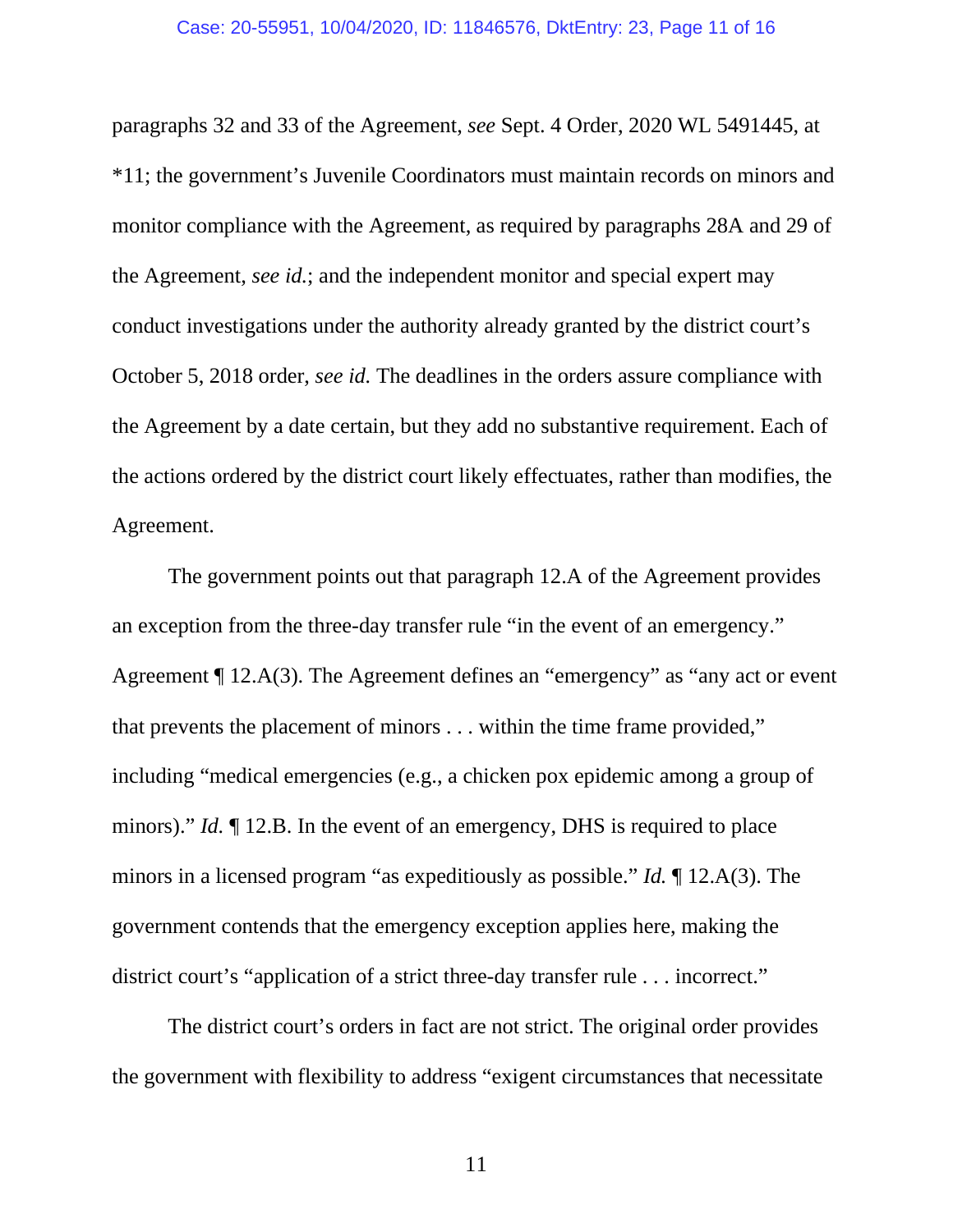paragraphs 32 and 33 of the Agreement, *see* Sept. 4 Order, 2020 WL 5491445, at *11; the government's Juvenile Coordinators must maintain records on minors and monitor compliance with the Agreement, as required by paragraphs 28A and 29 of the Agreement, *see id.*; and the independent monitor and special expert may conduct investigations under the authority already granted by the district court's October 5, 2018 order, *see id.* The deadlines in the orders assure compliance with the Agreement by a date certain, but they add no substantive requirement. Each of the actions ordered by the district court likely effectuates, rather than modifies, the Agreement.

The government points out that paragraph 12.A of the Agreement provides an exception from the three-day transfer rule "in the event of an emergency." Agreement ¶ 12.A(3). The Agreement defines an "emergency" as "any act or event that prevents the placement of minors . . . within the time frame provided," including "medical emergencies (e.g., a chicken pox epidemic among a group of minors)." *Id.* ¶ 12.B. In the event of an emergency, DHS is required to place minors in a licensed program "as expeditiously as possible." *Id.* ¶ 12.A(3). The government contends that the emergency exception applies here, making the district court's "application of a strict three-day transfer rule . . . incorrect."

The district court's orders in fact are not strict. The original order provides the government with flexibility to address "exigent circumstances that necessitate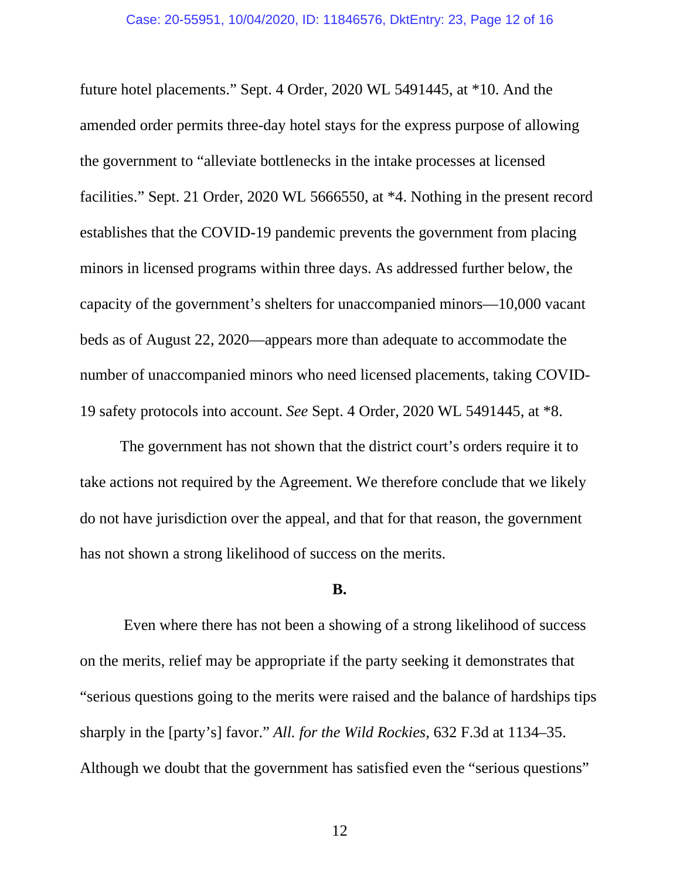future hotel placements." Sept. 4 Order, 2020 WL 5491445, at *10. And the amended order permits three-day hotel stays for the express purpose of allowing the government to "alleviate bottlenecks in the intake processes at licensed facilities." Sept. 21 Order, 2020 WL 5666550, at *4. Nothing in the present record establishes that the COVID-19 pandemic prevents the government from placing minors in licensed programs within three days. As addressed further below, the capacity of the government's shelters for unaccompanied minors—10,000 vacant beds as of August 22, 2020—appears more than adequate to accommodate the number of unaccompanied minors who need licensed placements, taking COVID-19 safety protocols into account. *See* Sept. 4 Order, 2020 WL 5491445, at *8.

The government has not shown that the district court's orders require it to take actions not required by the Agreement. We therefore conclude that we likely do not have jurisdiction over the appeal, and that for that reason, the government has not shown a strong likelihood of success on the merits.

**B.**

Even where there has not been a showing of a strong likelihood of success on the merits, relief may be appropriate if the party seeking it demonstrates that "serious questions going to the merits were raised and the balance of hardships tips sharply in the [party's] favor." *All. for the Wild Rockies*, 632 F.3d at 1134–35. Although we doubt that the government has satisfied even the "serious questions"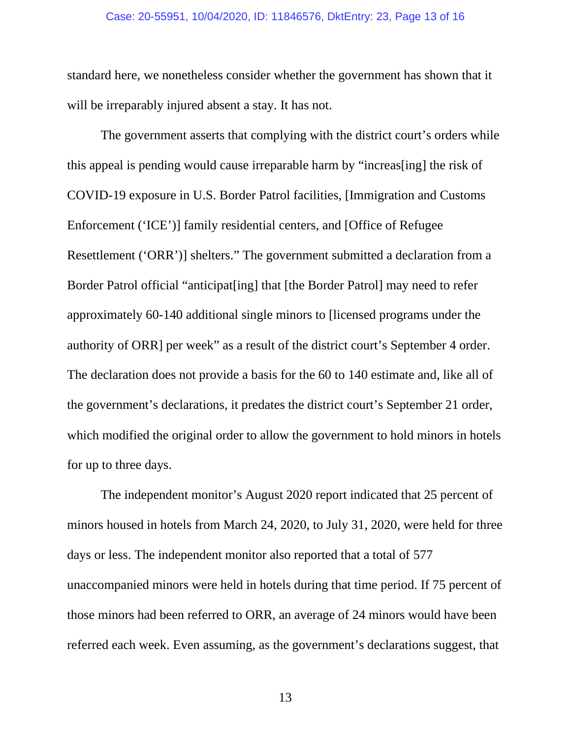standard here, we nonetheless consider whether the government has shown that it will be irreparably injured absent a stay. It has not.

The government asserts that complying with the district court's orders while this appeal is pending would cause irreparable harm by "increas[ing] the risk of COVID-19 exposure in U.S. Border Patrol facilities, [Immigration and Customs Enforcement ('ICE')] family residential centers, and [Office of Refugee Resettlement ('ORR')] shelters." The government submitted a declaration from a Border Patrol official "anticipat[ing] that [the Border Patrol] may need to refer approximately 60-140 additional single minors to [licensed programs under the authority of ORR] per week" as a result of the district court's September 4 order. The declaration does not provide a basis for the 60 to 140 estimate and, like all of the government's declarations, it predates the district court's September 21 order, which modified the original order to allow the government to hold minors in hotels for up to three days.

The independent monitor's August 2020 report indicated that 25 percent of minors housed in hotels from March 24, 2020, to July 31, 2020, were held for three days or less. The independent monitor also reported that a total of 577 unaccompanied minors were held in hotels during that time period. If 75 percent of those minors had been referred to ORR, an average of 24 minors would have been referred each week. Even assuming, as the government's declarations suggest, that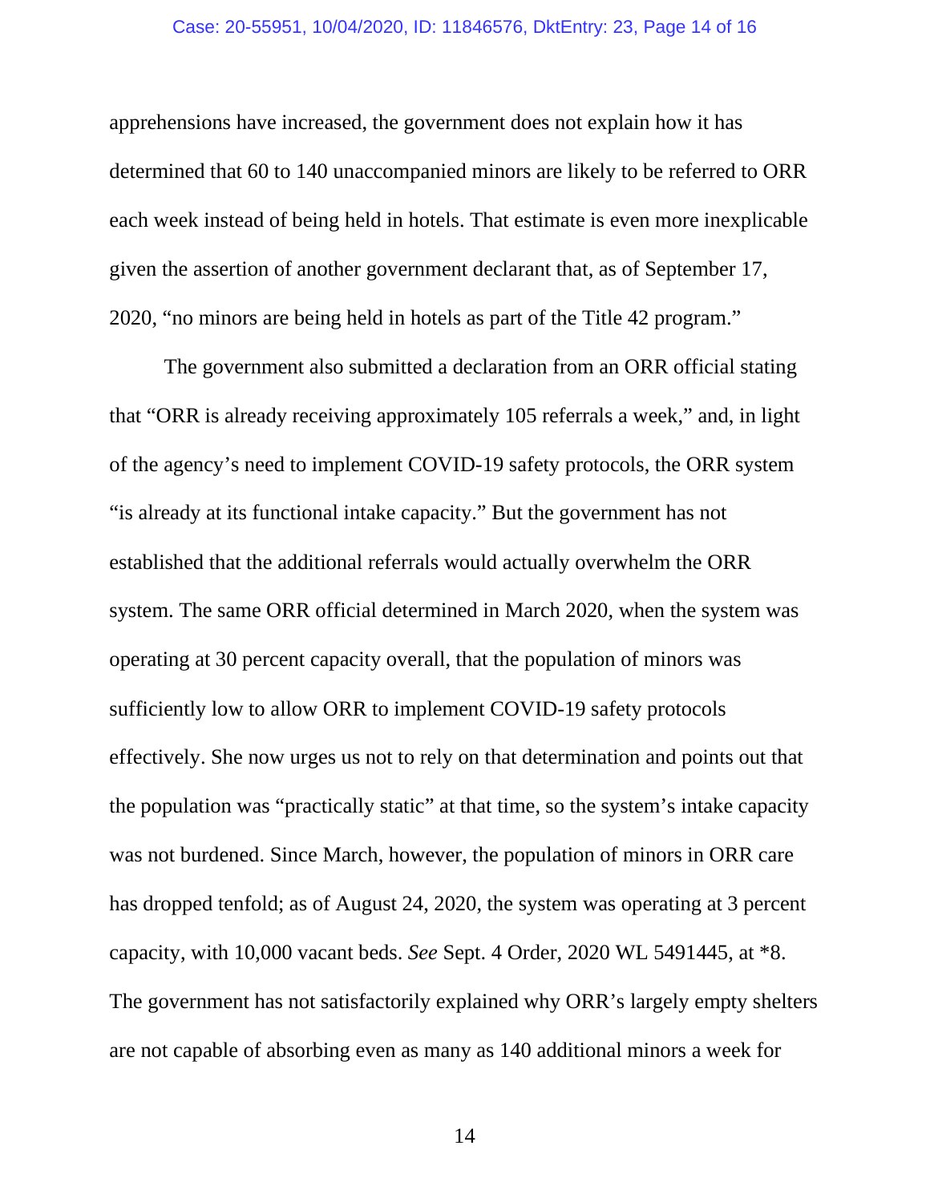apprehensions have increased, the government does not explain how it has determined that 60 to 140 unaccompanied minors are likely to be referred to ORR each week instead of being held in hotels. That estimate is even more inexplicable given the assertion of another government declarant that, as of September 17, 2020, "no minors are being held in hotels as part of the Title 42 program."

The government also submitted a declaration from an ORR official stating that "ORR is already receiving approximately 105 referrals a week," and, in light of the agency's need to implement COVID-19 safety protocols, the ORR system "is already at its functional intake capacity." But the government has not established that the additional referrals would actually overwhelm the ORR system. The same ORR official determined in March 2020, when the system was operating at 30 percent capacity overall, that the population of minors was sufficiently low to allow ORR to implement COVID-19 safety protocols effectively. She now urges us not to rely on that determination and points out that the population was "practically static" at that time, so the system's intake capacity was not burdened. Since March, however, the population of minors in ORR care has dropped tenfold; as of August 24, 2020, the system was operating at 3 percent capacity, with 10,000 vacant beds. *See* Sept. 4 Order, 2020 WL 5491445, at *8. The government has not satisfactorily explained why ORR's largely empty shelters are not capable of absorbing even as many as 140 additional minors a week for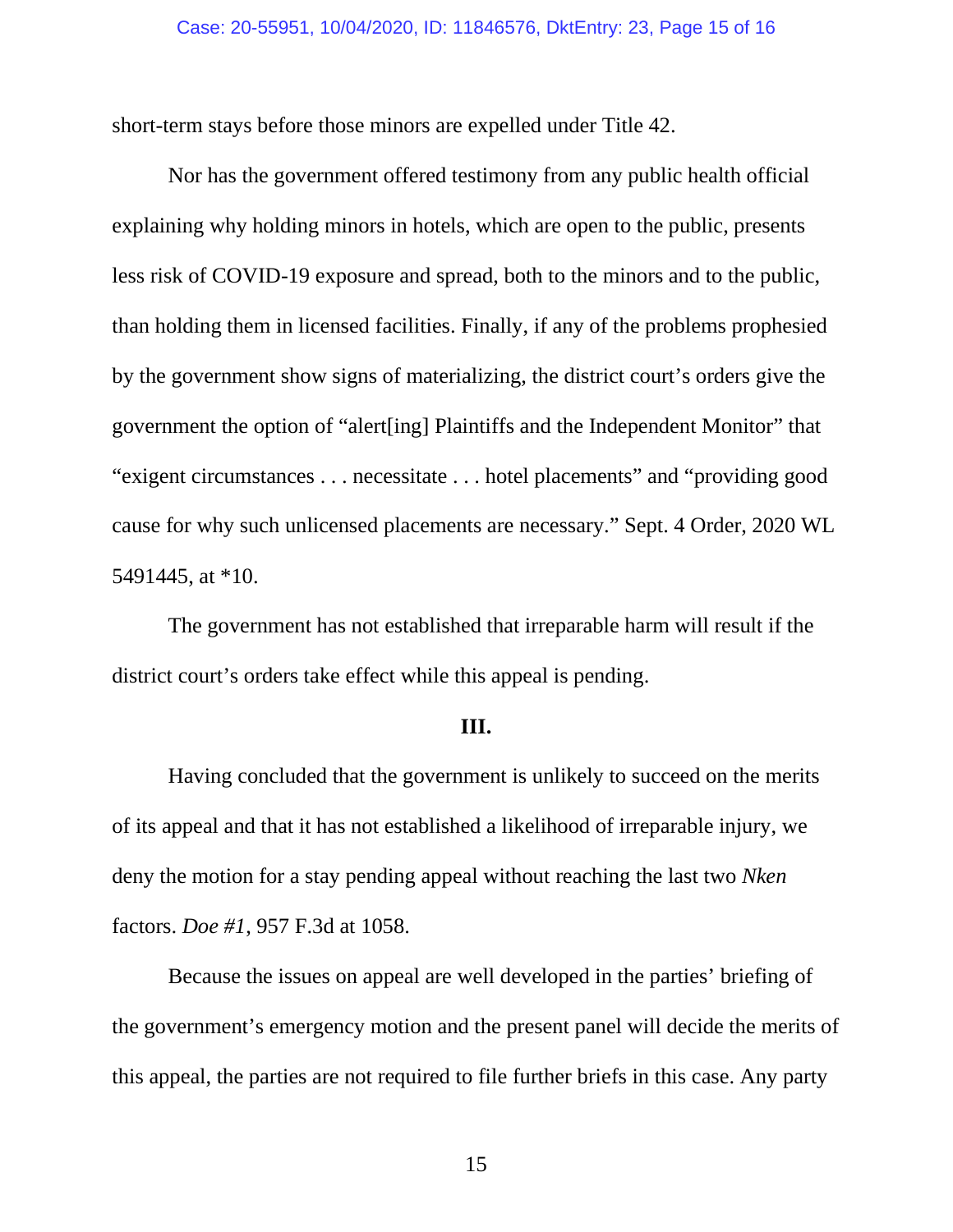short-term stays before those minors are expelled under Title 42.

Nor has the government offered testimony from any public health official explaining why holding minors in hotels, which are open to the public, presents less risk of COVID-19 exposure and spread, both to the minors and to the public, than holding them in licensed facilities. Finally, if any of the problems prophesied by the government show signs of materializing, the district court's orders give the government the option of "alert[ing] Plaintiffs and the Independent Monitor" that "exigent circumstances . . . necessitate . . . hotel placements" and "providing good cause for why such unlicensed placements are necessary." Sept. 4 Order, 2020 WL 5491445, at *10.

The government has not established that irreparable harm will result if the district court's orders take effect while this appeal is pending.

**III.**

Having concluded that the government is unlikely to succeed on the merits of its appeal and that it has not established a likelihood of irreparable injury, we deny the motion for a stay pending appeal without reaching the last two *Nken* factors. *Doe #1*, 957 F.3d at 1058.

Because the issues on appeal are well developed in the parties' briefing of the government's emergency motion and the present panel will decide the merits of this appeal, the parties are not required to file further briefs in this case. Any party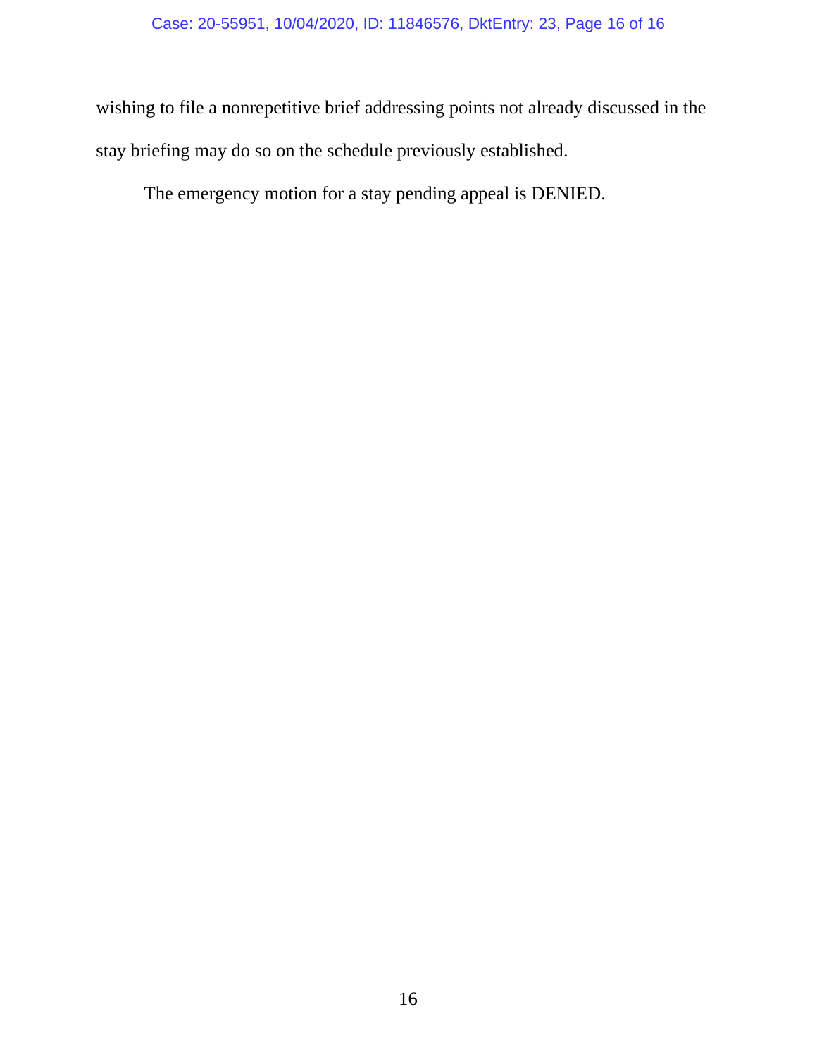wishing to file a nonrepetitive brief addressing points not already discussed in the stay briefing may do so on the schedule previously established.

The emergency motion for a stay pending appeal is DENIED.